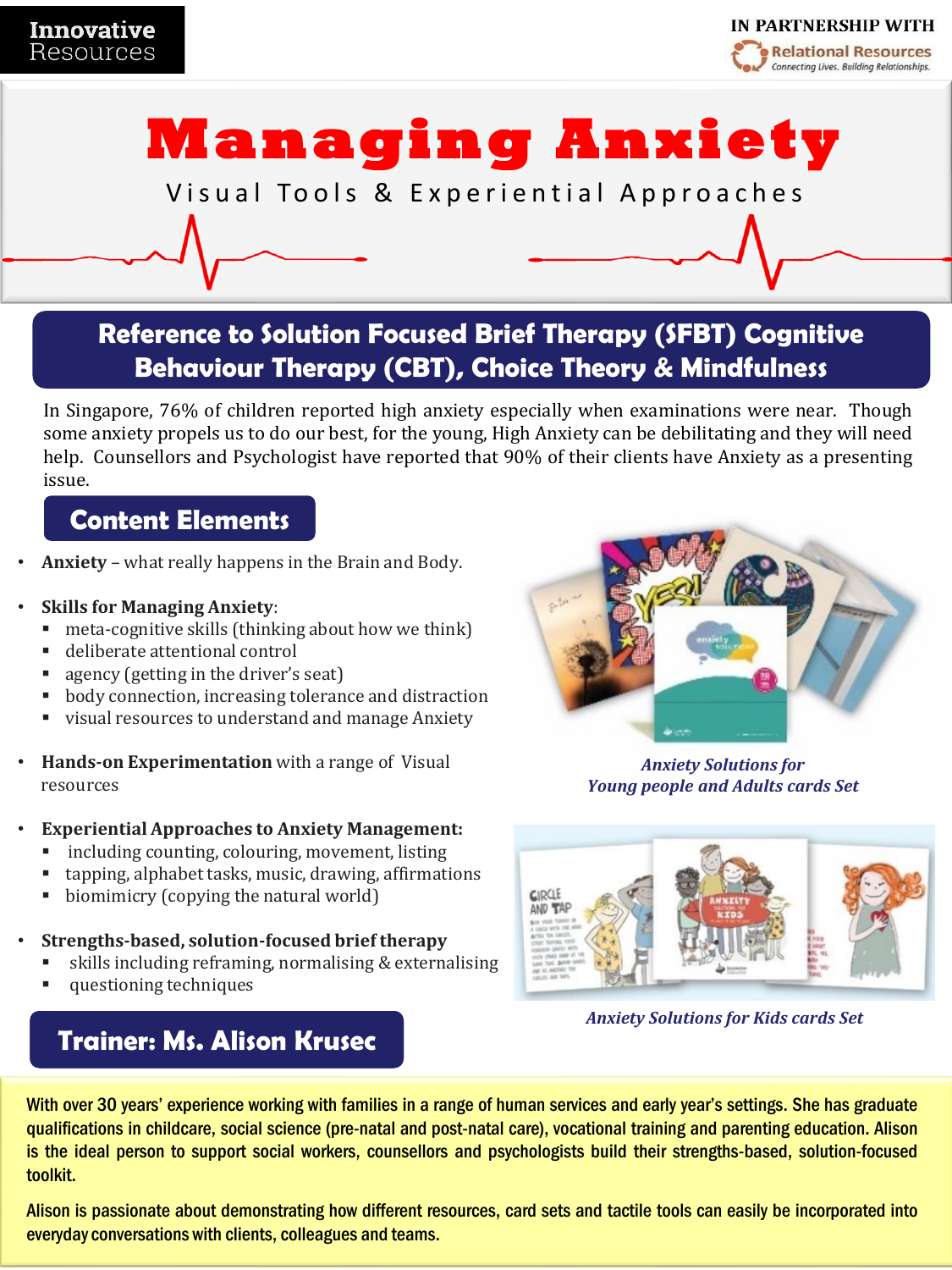Innovative Resources

IN PARTNERSHIP WITH
Relational Resources
Connecting Lives. Building Relationships.

# Managing Anxiety

## Visual Tools & Experiential Approaches

## Reference to Solution Focused Brief Therapy (SFBT) Cognitive Behaviour Therapy (CBT), Choice Theory & Mindfulness

In Singapore, 76% of children reported high anxiety especially when examinations were near. Though some anxiety propels us to do our best, for the young, High Anxiety can be debilitating and they will need help. Counsellors and Psychologist have reported that 90% of their clients have Anxiety as a presenting issue.

## Content Elements

- **Anxiety** – what really happens in the Brain and Body.
- **Skills for Managing Anxiety**:
  - meta-cognitive skills (thinking about how we think)
  - deliberate attentional control
  - agency (getting in the driver's seat)
  - body connection, increasing tolerance and distraction
  - visual resources to understand and manage Anxiety
- **Hands-on Experimentation** with a range of Visual resources
- **Experiential Approaches to Anxiety Management:**
  - including counting, colouring, movement, listing
  - tapping, alphabet tasks, music, drawing, affirmations
  - biomimicry (copying the natural world)
- **Strengths-based, solution-focused brief therapy**
  - skills including reframing, normalising & externalising
  - questioning techniques

*Anxiety Solutions for Young people and Adults cards Set*

*Anxiety Solutions for Kids cards Set*

## Trainer: Ms. Alison Krusec

With over 30 years' experience working with families in a range of human services and early year's settings. She has graduate qualifications in childcare, social science (pre-natal and post-natal care), vocational training and parenting education. Alison is the ideal person to support social workers, counsellors and psychologists build their strengths-based, solution-focused toolkit.

Alison is passionate about demonstrating how different resources, card sets and tactile tools can easily be incorporated into everyday conversations with clients, colleagues and teams.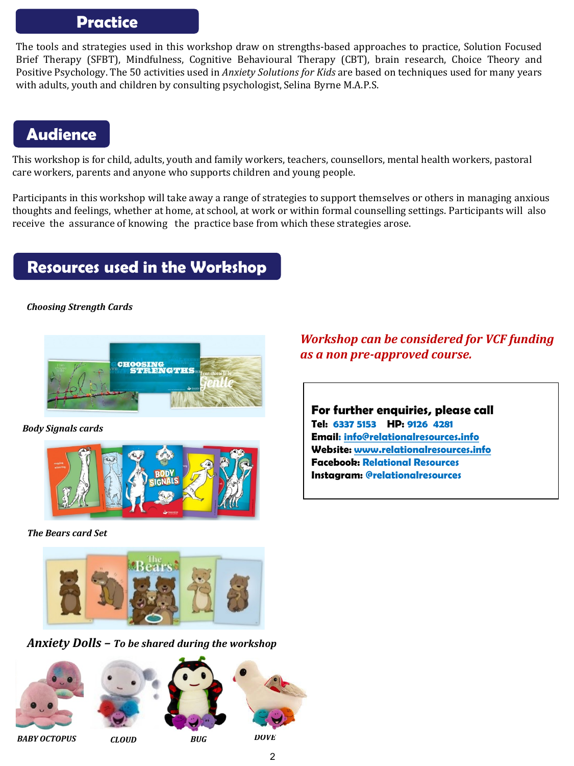## Practice

The tools and strategies used in this workshop draw on strengths-based approaches to practice, Solution Focused Brief Therapy (SFBT), Mindfulness, Cognitive Behavioural Therapy (CBT), brain research, Choice Theory and Positive Psychology. The 50 activities used in *Anxiety Solutions for Kids* are based on techniques used for many years with adults, youth and children by consulting psychologist, Selina Byrne M.A.P.S.

## Audience

This workshop is for child, adults, youth and family workers, teachers, counsellors, mental health workers, pastoral care workers, parents and anyone who supports children and young people.

Participants in this workshop will take away a range of strategies to support themselves or others in managing anxious thoughts and feelings, whether at home, at school, at work or within formal counselling settings. Participants will also receive the assurance of knowing the practice base from which these strategies arose.

## Resources used in the Workshop

***Choosing Strength Cards***

***Body Signals cards***

***The Bears card Set***

***Anxiety Dolls – To be shared during the workshop***

***BABY OCTOPUS*** ***CLOUD*** ***BUG*** ***DOVE***

***Workshop can be considered for VCF funding as a non pre-approved course.***

**For further enquiries, please call**

**Tel:** 6337 5153 **HP:** 9126 4281
**Email:** info@relationalresources.info
**Website:** www.relationalresources.info
**Facebook:** Relational Resources
**Instagram:** @relationalresources